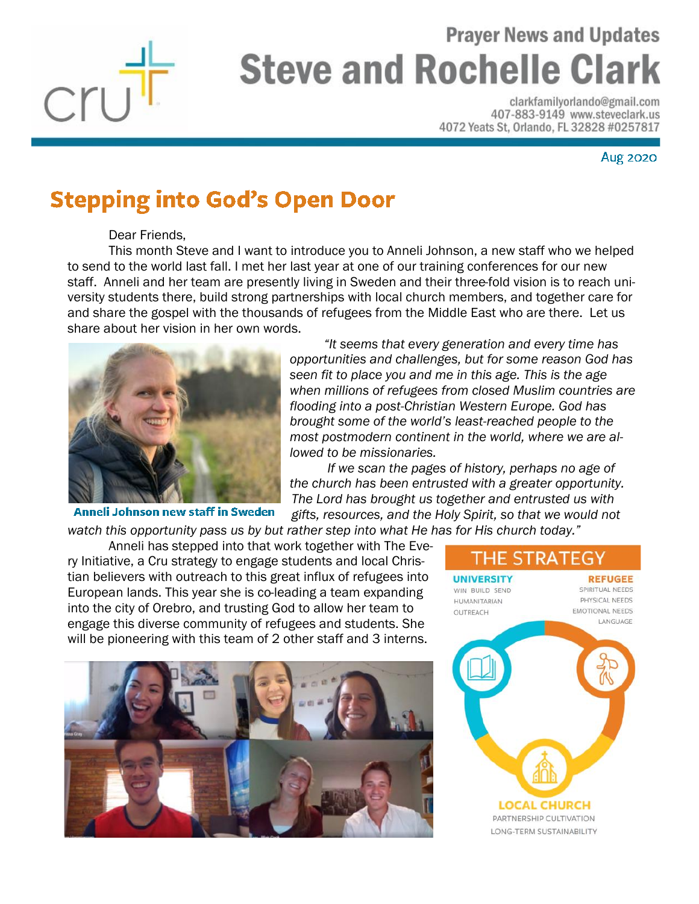# Prayer News and Updates

# Steve and Rochelle Clark

clarkfamilyorlando@gmail.com
407-883-9149 www.steveclark.us
4072 Yeats St, Orlando, FL 32828 #0257817

Aug 2020

## Stepping into God's Open Door

Dear Friends,

This month Steve and I want to introduce you to Anneli Johnson, a new staff who we helped to send to the world last fall. I met her last year at one of our training conferences for our new staff. Anneli and her team are presently living in Sweden and their three-fold vision is to reach university students there, build strong partnerships with local church members, and together care for and share the gospel with the thousands of refugees from the Middle East who are there. Let us share about her vision in her own words.

**Anneli Johnson new staff in Sweden**

*"It seems that every generation and every time has opportunities and challenges, but for some reason God has seen fit to place you and me in this age. This is the age when millions of refugees from closed Muslim countries are flooding into a post-Christian Western Europe. God has brought some of the world's least-reached people to the most postmodern continent in the world, where we are allowed to be missionaries.*

*If we scan the pages of history, perhaps no age of the church has been entrusted with a greater opportunity. The Lord has brought us together and entrusted us with gifts, resources, and the Holy Spirit, so that we would not watch this opportunity pass us by but rather step into what He has for His church today."*

Anneli has stepped into that work together with The Every Initiative, a Cru strategy to engage students and local Christian believers with outreach to this great influx of refugees into European lands. This year she is co-leading a team expanding into the city of Orebro, and trusting God to allow her team to engage this diverse community of refugees and students. She will be pioneering with this team of 2 other staff and 3 interns.

**THE STRATEGY**

**UNIVERSITY**
WIN BUILD SEND
HUMANITARIAN
OUTREACH

**REFUGEE**
SPIRITUAL NEEDS
PHYSICAL NEEDS
EMOTIONAL NEEDS
LANGUAGE

**LOCAL CHURCH**
PARTNERSHIP CULTIVATION
LONG-TERM SUSTAINABILITY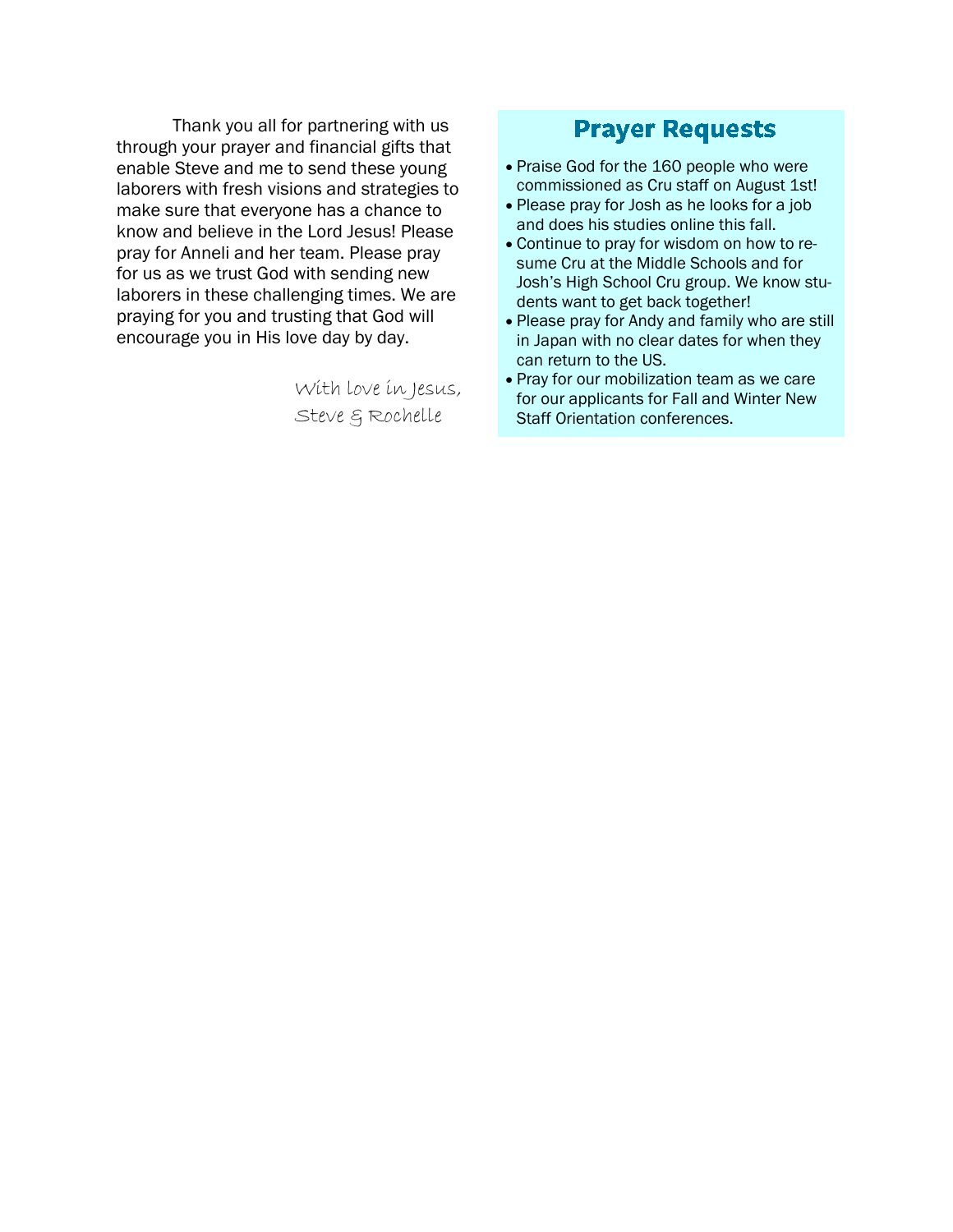Thank you all for partnering with us through your prayer and financial gifts that enable Steve and me to send these young laborers with fresh visions and strategies to make sure that everyone has a chance to know and believe in the Lord Jesus! Please pray for Anneli and her team. Please pray for us as we trust God with sending new laborers in these challenging times. We are praying for you and trusting that God will encourage you in His love day by day.

With love in Jesus,
Steve & Rochelle

## Prayer Requests

- Praise God for the 160 people who were commissioned as Cru staff on August 1st!
- Please pray for Josh as he looks for a job and does his studies online this fall.
- Continue to pray for wisdom on how to resume Cru at the Middle Schools and for Josh's High School Cru group. We know students want to get back together!
- Please pray for Andy and family who are still in Japan with no clear dates for when they can return to the US.
- Pray for our mobilization team as we care for our applicants for Fall and Winter New Staff Orientation conferences.